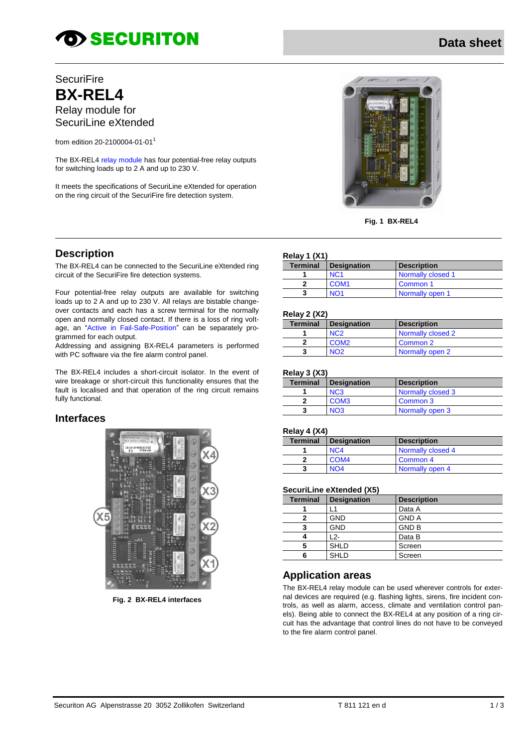SECURITON

Data sheet

SecuriFire

# BX-REL4

Relay module for
SecuriLine eXtended

from edition 20-2100004-01-01[1]

The BX-REL4 relay module has four potential-free relay outputs for switching loads up to 2 A and up to 230 V.

It meets the specifications of SecuriLine eXtended for operation on the ring circuit of the SecuriFire fire detection system.

**Fig. 1 BX-REL4**

## Description

The BX-REL4 can be connected to the SecuriLine eXtended ring circuit of the SecuriFire fire detection systems.

Four potential-free relay outputs are available for switching loads up to 2 A and up to 230 V. All relays are bistable change-over contacts and each has a screw terminal for the normally open and normally closed contact. If there is a loss of ring voltage, an "Active in Fail-Safe-Position" can be separately programmed for each output.
Addressing and assigning BX-REL4 parameters is performed with PC software via the fire alarm control panel.

The BX-REL4 includes a short-circuit isolator. In the event of wire breakage or short-circuit this functionality ensures that the fault is localised and that operation of the ring circuit remains fully functional.

## Interfaces

**Fig. 2 BX-REL4 interfaces**

**Relay 1 (X1)**

| Terminal | Designation | Description |
|---|---|---|
| 1 | NC1 | Normally closed 1 |
| 2 | COM1 | Common 1 |
| 3 | NO1 | Normally open 1 |

**Relay 2 (X2)**

| Terminal | Designation | Description |
|---|---|---|
| 1 | NC2 | Normally closed 2 |
| 2 | COM2 | Common 2 |
| 3 | NO2 | Normally open 2 |

**Relay 3 (X3)**

| Terminal | Designation | Description |
|---|---|---|
| 1 | NC3 | Normally closed 3 |
| 2 | COM3 | Common 3 |
| 3 | NO3 | Normally open 3 |

**Relay 4 (X4)**

| Terminal | Designation | Description |
|---|---|---|
| 1 | NC4 | Normally closed 4 |
| 2 | COM4 | Common 4 |
| 3 | NO4 | Normally open 4 |

**SecuriLine eXtended (X5)**

| Terminal | Designation | Description |
|---|---|---|
| 1 | L1 | Data A |
| 2 | GND | GND A |
| 3 | GND | GND B |
| 4 | L2- | Data B |
| 5 | SHLD | Screen |
| 6 | SHLD | Screen |

## Application areas

The BX-REL4 relay module can be used wherever controls for external devices are required (e.g. flashing lights, sirens, fire incident controls, as well as alarm, access, climate and ventilation control panels). Being able to connect the BX-REL4 at any position of a ring circuit has the advantage that control lines do not have to be conveyed to the fire alarm control panel.

Securiton AG Alpenstrasse 20 3052 Zollikofen Switzerland T 811 121 en d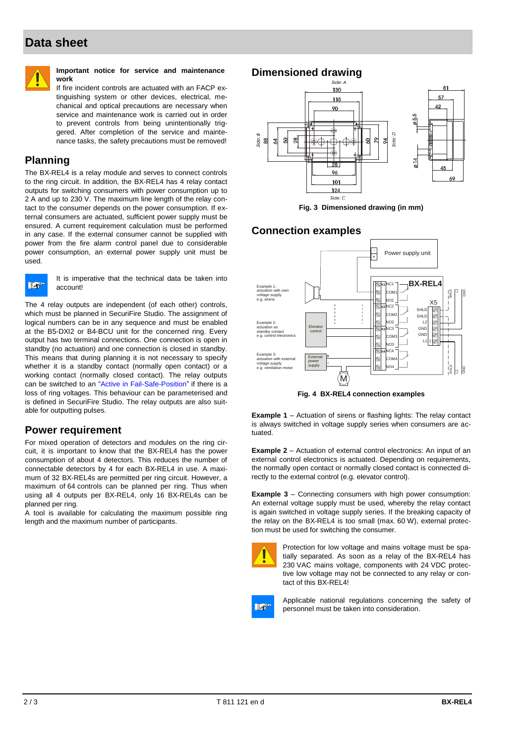# Data sheet

**Important notice for service and maintenance work**

If fire incident controls are actuated with an FACP extinguishing system or other devices, electrical, mechanical and optical precautions are necessary when service and maintenance work is carried out in order to prevent controls from being unintentionally triggered. After completion of the service and maintenance tasks, the safety precautions must be removed!

## Planning

The BX-REL4 is a relay module and serves to connect controls to the ring circuit. In addition, the BX-REL4 has 4 relay contact outputs for switching consumers with power consumption up to 2 A and up to 230 V. The maximum line length of the relay contact to the consumer depends on the power consumption. If external consumers are actuated, sufficient power supply must be ensured. A current requirement calculation must be performed in any case. If the external consumer cannot be supplied with power from the fire alarm control panel due to considerable power consumption, an external power supply unit must be used.

It is imperative that the technical data be taken into account!

The 4 relay outputs are independent (of each other) controls, which must be planned in SecuriFire Studio. The assignment of logical numbers can be in any sequence and must be enabled at the B5-DXI2 or B4-BCU unit for the concerned ring. Every output has two terminal connections. One connection is open in standby (no actuation) and one connection is closed in standby. This means that during planning it is not necessary to specify whether it is a standby contact (normally open contact) or a working contact (normally closed contact). The relay outputs can be switched to an "Active in Fail-Safe-Position" if there is a loss of ring voltages. This behaviour can be parameterised and is defined in SecuriFire Studio. The relay outputs are also suitable for outputting pulses.

## Power requirement

For mixed operation of detectors and modules on the ring circuit, it is important to know that the BX-REL4 has the power consumption of about 4 detectors. This reduces the number of connectable detectors by 4 for each BX-REL4 in use. A maximum of 32 BX-REL4s are permitted per ring circuit. However, a maximum of 64 controls can be planned per ring. Thus when using all 4 outputs per BX-REL4, only 16 BX-REL4s can be planned per ring.

A tool is available for calculating the maximum possible ring length and the maximum number of participants.

## Dimensioned drawing

**Fig. 3 Dimensioned drawing (in mm)**

## Connection examples

**Fig. 4 BX-REL4 connection examples**

**Example 1** – Actuation of sirens or flashing lights: The relay contact is always switched in voltage supply series when consumers are actuated.

**Example 2** – Actuation of external control electronics: An input of an external control electronics is actuated. Depending on requirements, the normally open contact or normally closed contact is connected directly to the external control (e.g. elevator control).

**Example 3** – Connecting consumers with high power consumption: An external voltage supply must be used, whereby the relay contact is again switched in voltage supply series. If the breaking capacity of the relay on the BX-REL4 is too small (max. 60 W), external protection must be used for switching the consumer.

Protection for low voltage and mains voltage must be spatially separated. As soon as a relay of the BX-REL4 has 230 VAC mains voltage, components with 24 VDC protective low voltage may not be connected to any relay or contact of this BX-REL4!

Applicable national regulations concerning the safety of personnel must be taken into consideration.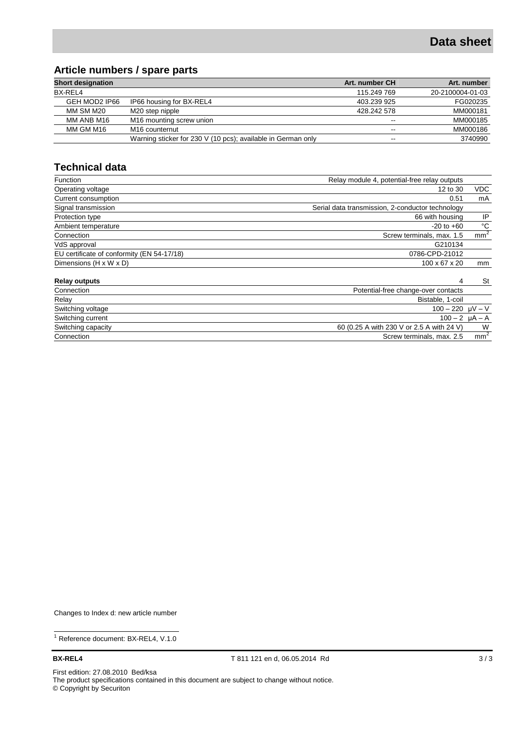# Data sheet

## Article numbers / spare parts

| Short designation | | Art. number CH | Art. number |
|---|---|---|---|
| BX-REL4 | | 115.249 769 | 20-2100004-01-03 |
| GEH MOD2 IP66 | IP66 housing for BX-REL4 | 403.239 925 | FG020235 |
| MM SM M20 | M20 step nipple | 428.242 578 | MM000181 |
| MM ANB M16 | M16 mounting screw union | -- | MM000185 |
| MM GM M16 | M16 counternut | -- | MM000186 |
| | Warning sticker for 230 V (10 pcs); available in German only | -- | 3740990 |

## Technical data

| | | |
|---|---|---|
| Function | Relay module 4, potential-free relay outputs | |
| Operating voltage | 12 to 30 | VDC |
| Current consumption | 0.51 | mA |
| Signal transmission | Serial data transmission, 2-conductor technology | |
| Protection type | 66 with housing | IP |
| Ambient temperature | -20 to +60 | °C |
| Connection | Screw terminals, max. 1.5 | $mm^2$ |
| VdS approval | G210134 | |
| EU certificate of conformity (EN 54-17/18) | 0786-CPD-21012 | |
| Dimensions (H x W x D) | 100 x 67 x 20 | mm |

| | | |
|---|---|---|
| **Relay outputs** | 4 | St |
| Connection | Potential-free change-over contacts | |
| Relay | Bistable, 1-coil | |
| Switching voltage | 100 – 220 | µV – V |
| Switching current | 100 – 2 | µA – A |
| Switching capacity | 60 (0.25 A with 230 V or 2.5 A with 24 V) | W |
| Connection | Screw terminals, max. 2.5 | $mm^2$ |

Changes to Index d: new article number

[1] Reference document: BX-REL4, V.1.0

BX-REL4 T 811 121 en d, 06.05.2014 Rd

First edition: 27.08.2010 Bed/ksa
The product specifications contained in this document are subject to change without notice.
© Copyright by Securiton